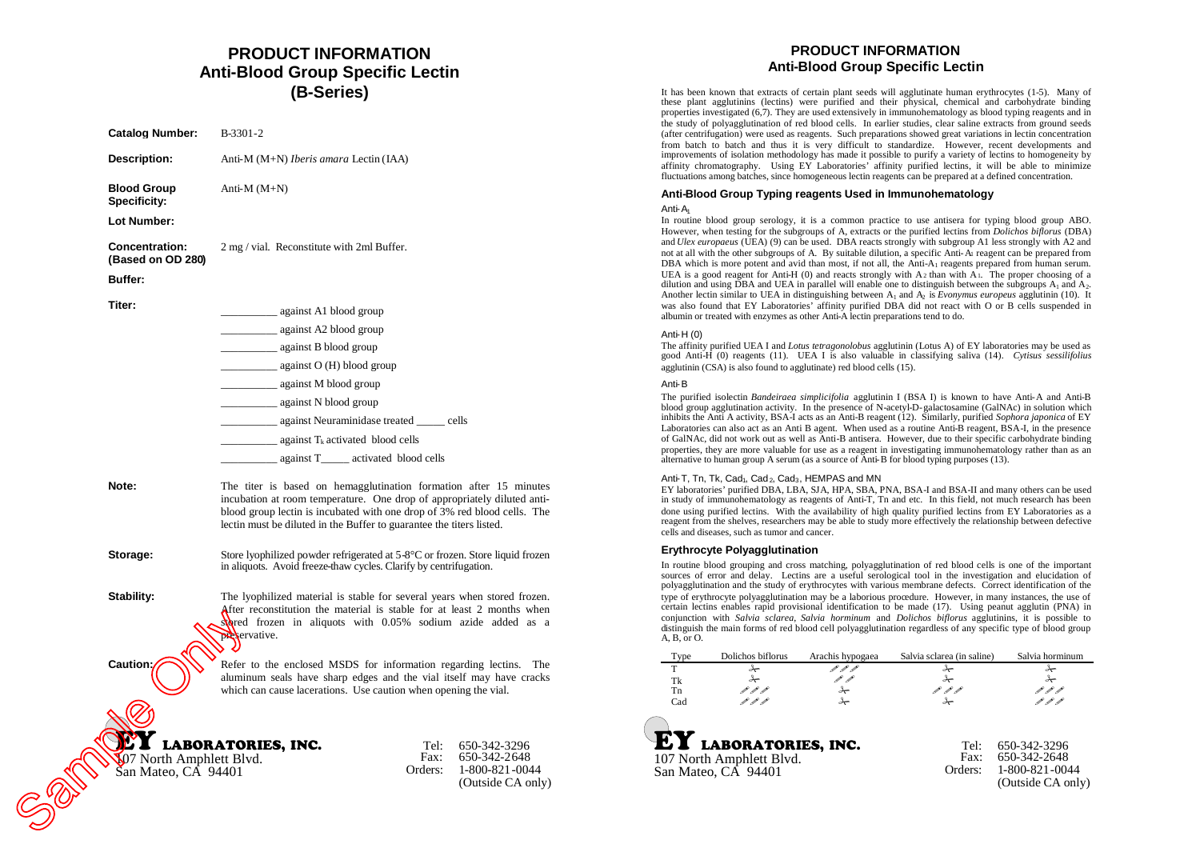# PRODUCT INFORMATION
## Anti-Blood Group Specific Lectin
## (B-Series)

**Catalog Number:** B-3301-2

**Description:** Anti-M (M+N) *Iberis amara* Lectin (IAA)

**Blood Group Specificity:** Anti-M (M+N)

**Lot Number:**

**Concentration: (Based on OD 280)** 2 mg / vial. Reconstitute with 2ml Buffer.

**Buffer:**

**Titer:**

__________ against A1 blood group

__________ against A2 blood group

__________ against B blood group

__________ against O (H) blood group

__________ against M blood group

__________ against N blood group

__________ against Neuraminidase treated _____ cells

__________ against $T_k$ activated blood cells

__________ against T_____ activated blood cells

**Note:** The titer is based on hemagglutination formation after 15 minutes incubation at room temperature. One drop of appropriately diluted anti-blood group lectin is incubated with one drop of 3% red blood cells. The lectin must be diluted in the Buffer to guarantee the titers listed.

**Storage:** Store lyophilized powder refrigerated at 5-8°C or frozen. Store liquid frozen in aliquots. Avoid freeze-thaw cycles. Clarify by centrifugation.

**Stability:** The lyophilized material is stable for several years when stored frozen. After reconstitution the material is stable for at least 2 months when stored frozen in aliquots with 0.05% sodium azide added as a preservative.

**Caution:** Refer to the enclosed MSDS for information regarding lectins. The aluminum seals have sharp edges and the vial itself may have cracks which can cause lacerations. Use caution when opening the vial.

**EY LABORATORIES, INC.**
107 North Amphlett Blvd.
San Mateo, CA 94401

Tel: 650-342-3296
Fax: 650-342-2648
Orders: 1-800-821-0044 (Outside CA only)

# PRODUCT INFORMATION
## Anti-Blood Group Specific Lectin

It has been known that extracts of certain plant seeds will agglutinate human erythrocytes (1-5). Many of these plant agglutinins (lectins) were purified and their physical, chemical and carbohydrate binding properties investigated (6,7). They are used extensively in immunohematology as blood typing reagents and in the study of polyagglutination of red blood cells. In earlier studies, clear saline extracts from ground seeds (after centrifugation) were used as reagents. Such preparations showed great variations in lectin concentration from batch to batch and thus it is very difficult to standardize. However, recent developments and improvements of isolation methodology has made it possible to purify a variety of lectins to homogeneity by affinity chromatography. Using EY Laboratories' affinity purified lectins, it will be able to minimize fluctuations among batches, since homogeneous lectin reagents can be prepared at a defined concentration.

### Anti-Blood Group Typing reagents Used in Immunohematology

**Anti-$A_1$**

In routine blood group serology, it is a common practice to use antisera for typing blood group ABO. However, when testing for the subgroups of A, extracts or the purified lectins from *Dolichos biflorus* (DBA) and *Ulex europaeus* (UEA) (9) can be used. DBA reacts strongly with subgroup A1 less strongly with A2 and not at all with the other subgroups of A. By suitable dilution, a specific Anti-$A_1$ reagent can be prepared from DBA which is more potent and avid than most, if not all, the Anti-$A_1$ reagents prepared from human serum. UEA is a good reagent for Anti-H (0) and reacts strongly with $A_2$ than with $A_1$. The proper choosing of a dilution and using DBA and UEA in parallel will enable one to distinguish between the subgroups $A_1$ and $A_2$. Another lectin similar to UEA in distinguishing between $A_1$ and $A_2$ is *Evonymus europeus* agglutinin (10). It was also found that EY Laboratories' affinity purified DBA did not react with O or B cells suspended in albumin or treated with enzymes as other Anti-A lectin preparations tend to do.

**Anti-H (0)**

The affinity purified UEA I and *Lotus tetragonolobus* agglutinin (Lotus A) of EY laboratories may be used as good Anti-H (0) reagents (11). UEA I is also valuable in classifying saliva (14). *Cytisus sessilifolius* agglutinin (CSA) is also found to agglutinate) red blood cells (15).

**Anti-B**

The purified isolectin *Bandeiraea simplicifolia* agglutinin I (BSA I) is known to have Anti-A and Anti-B blood group agglutination activity. In the presence of N-acetyl-D-galactosamine (GalNAc) in solution which inhibits the Anti A activity, BSA-I acts as an Anti-B reagent (12). Similarly, purified *Sophora japonica* of EY Laboratories can also act as an Anti B agent. When used as a routine Anti-B reagent, BSA-I, in the presence of GalNAc, did not work out as well as Anti-B antisera. However, due to their specific carbohydrate binding properties, they are more valuable for use as a reagent in investigating immunohematology rather than as an alternative to human group A serum (as a source of Anti-B for blood typing purposes (13).

**Anti-T, Tn, Tk, $Cad_1$, $Cad_2$, $Cad_3$, HEMPAS and MN**

EY laboratories' purified DBA, LBA, SJA, HPA, SBA, PNA, BSA-I and BSA-II and many others can be used in study of immunohematology as reagents of Anti-T, Tn and etc. In this field, not much research has been done using purified lectins. With the availability of high quality purified lectins from EY Laboratories as a reagent from the shelves, researchers may be able to study more effectively the relationship between defective cells and diseases, such as tumor and cancer.

### Erythrocyte Polyagglutination

In routine blood grouping and cross matching, polyagglutination of red blood cells is one of the important sources of error and delay. Lectins are a useful serological tool in the investigation and elucidation of polyagglutination and the study of erythrocytes with various membrane defects. Correct identification of the type of erythrocyte polyagglutination may be a laborious procedure. However, in many instances, the use of certain lectins enables rapid provisional identification to be made (17). Using peanut agglutinin (PNA) in conjunction with *Salvia sclarea*, *Salvia horminum* and *Dolichos biflorus* agglutinins, it is possible to distinguish the main forms of red blood cell polyagglutination regardless of any specific type of blood group A, B, or O.

| Type | Dolichos biflorus | Arachis hypogaea | Salvia sclarea (in saline) | Salvia horminum |
|---|---|---|---|---|
| T | ⚘ | ∼∼∼ | ⚘ | ⚘ |
| Tk | ⚘ | ∼∼ | ⚘ | ⚘ |
| Tn | ∼∼∼ | ⚘ | ∼∼∼ | ∼∼∼ |
| Cad | ∼∼∼ | ⚘ | ⚘ | ∼∼∼ |

**EY LABORATORIES, INC.**
107 North Amphlett Blvd.
San Mateo, CA 94401

Tel: 650-342-3296
Fax: 650-342-2648
Orders: 1-800-821-0044 (Outside CA only)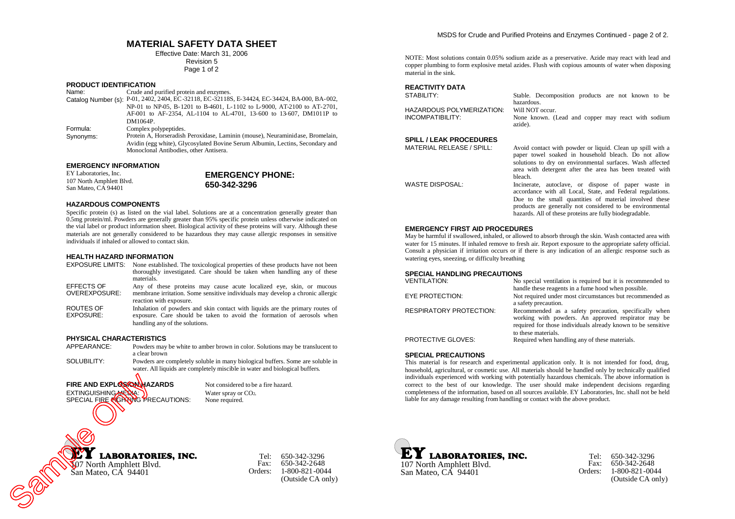# MATERIAL SAFETY DATA SHEET

Effective Date: March 31, 2006
Revision 5

## PRODUCT IDENTIFICATION

| | |
|---|---|
| Name: | Crude and purified protein and enzymes. |
| Catalog Number (s): | P-01, 2402, 2404, EC-32118, EC-32118S, E-34424, EC-34424, BA-000, BA-002, NP-01 to NP-05, B-1201 to B-4601, L-1102 to L-9000, AT-2100 to AT-2701, AF-001 to AF-2354, AL-1104 to AL-4701, 13-600 to 13-607, DM1011P to DM1064P. |
| Formula: | Complex polypeptides. |
| Synonyms: | Protein A, Horseradish Peroxidase, Laminin (mouse), Neuraminidase, Bromelain, Avidin (egg white), Glycosylated Bovine Serum Albumin, Lectins, Secondary and Monoclonal Antibodies, other Antisera. |

## EMERGENCY INFORMATION

EY Laboratories, Inc.
107 North Amphlett Blvd.
San Mateo, CA 94401

**EMERGENCY PHONE: 650-342-3296**

## HAZARDOUS COMPONENTS

Specific protein (s) as listed on the vial label. Solutions are at a concentration generally greater than 0.5mg protein/ml. Powders are generally greater than 95% specific protein unless otherwise indicated on the vial label or product information sheet. Biological activity of these proteins will vary. Although these materials are not generally considered to be hazardous they may cause allergic responses in sensitive individuals if inhaled or allowed to contact skin.

## HEALTH HAZARD INFORMATION

| | |
|---|---|
| EXPOSURE LIMITS: | None established. The toxicological properties of these products have not been thoroughly investigated. Care should be taken when handling any of these materials. |
| EFFECTS OF OVEREXPOSURE: | Any of these proteins may cause acute localized eye, skin, or mucous membrane irritation. Some sensitive individuals may develop a chronic allergic reaction with exposure. |
| ROUTES OF EXPOSURE: | Inhalation of powders and skin contact with liquids are the primary routes of exposure. Care should be taken to avoid the formation of aerosols when handling any of the solutions. |

## PHYSICAL CHARACTERISTICS

| | |
|---|---|
| APPEARANCE: | Powders may be white to amber brown in color. Solutions may be translucent to a clear brown |
| SOLUBILITY: | Powders are completely soluble in many biological buffers. Some are soluble in water. All liquids are completely miscible in water and biological buffers. |

## FIRE AND EXPLOSION HAZARDS

Not considered to be a fire hazard.

| | |
|---|---|
| EXTINGUISHING MEDIA: | Water spray or $CO_2$. |
| SPECIAL FIRE FIGHTING PRECAUTIONS: | None required. |

Sample Only

EY LABORATORIES, INC.
107 North Amphlett Blvd.
San Mateo, CA 94401

Tel: 650-342-3296
Fax: 650-342-2648
Orders: 1-800-821-0044
(Outside CA only)

NOTE: Most solutions contain 0.05% sodium azide as a preservative. Azide may react with lead and copper plumbing to form explosive metal azides. Flush with copious amounts of water when disposing material in the sink.

## REACTIVITY DATA

| | |
|---|---|
| STABILITY: | Stable. Decomposition products are not known to be hazardous. |
| HAZARDOUS POLYMERIZATION: | Will NOT occur. |
| INCOMPATIBILITY: | None known. (Lead and copper may react with sodium azide). |

## SPILL / LEAK PROCEDURES

| | |
|---|---|
| MATERIAL RELEASE / SPILL: | Avoid contact with powder or liquid. Clean up spill with a paper towel soaked in household bleach. Do not allow solutions to dry on environmental surfaces. Wash affected area with detergent after the area has been treated with bleach. |
| WASTE DISPOSAL: | Incinerate, autoclave, or dispose of paper waste in accordance with all Local, State, and Federal regulations. Due to the small quantities of material involved these products are generally not considered to be environmental hazards. All of these proteins are fully biodegradable. |

## EMERGENCY FIRST AID PROCEDURES

May be harmful if swallowed, inhaled, or allowed to absorb through the skin. Wash contacted area with water for 15 minutes. If inhaled remove to fresh air. Report exposure to the appropriate safety official. Consult a physician if irritation occurs or if there is any indication of an allergic response such as watering eyes, sneezing, or difficulty breathing

## SPECIAL HANDLING PRECAUTIONS

| | |
|---|---|
| VENTILATION: | No special ventilation is required but it is recommended to handle these reagents in a fume hood when possible. |
| EYE PROTECTION: | Not required under most circumstances but recommended as a safety precaution. |
| RESPIRATORY PROTECTION: | Recommended as a safety precaution, specifically when working with powders. An approved respirator may be required for those individuals already known to be sensitive to these materials. |
| PROTECTIVE GLOVES: | Required when handling any of these materials. |

## SPECIAL PRECAUTIONS

This material is for research and experimental application only. It is not intended for food, drug, household, agricultural, or cosmetic use. All materials should be handled only by technically qualified individuals experienced with working with potentially hazardous chemicals. The above information is correct to the best of our knowledge. The user should make independent decisions regarding completeness of the information, based on all sources available. EY Laboratories, Inc. shall not be held liable for any damage resulting from handling or contact with the above product.

EY LABORATORIES, INC.
107 North Amphlett Blvd.
San Mateo, CA 94401

Tel: 650-342-3296
Fax: 650-342-2648
Orders: 1-800-821-0044
(Outside CA only)